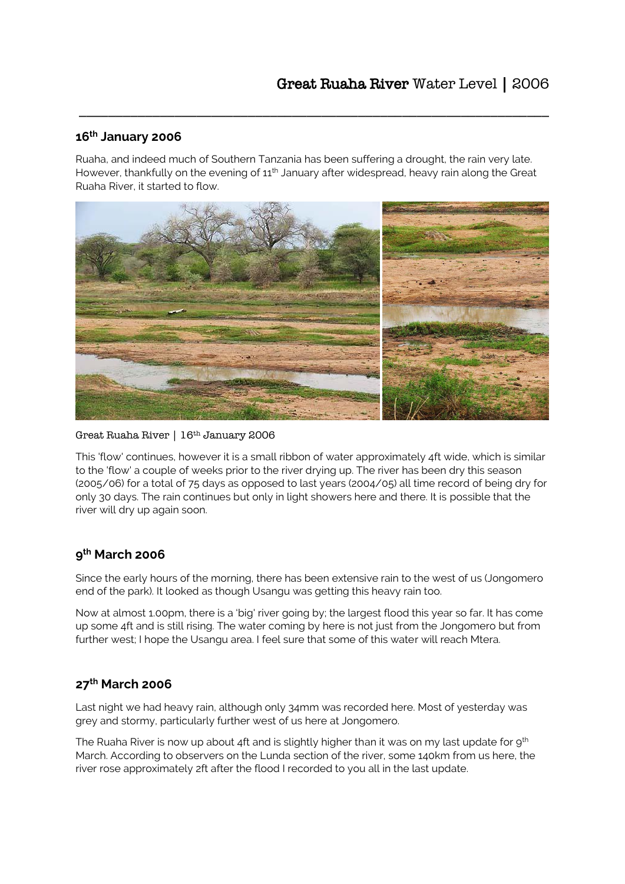# **Great Ruaha River** Water Level | 2006

## 16th January 2006

Ruaha, and indeed much of Southern Tanzania has been suffering a drought, the rain very late. However, thankfully on the evening of 11th January after widespread, heavy rain along the Great Ruaha River, it started to flow.

Great Ruaha River | 16th January 2006

This 'flow' continues, however it is a small ribbon of water approximately 4ft wide, which is similar to the 'flow' a couple of weeks prior to the river drying up. The river has been dry this season (2005/06) for a total of 75 days as opposed to last years (2004/05) all time record of being dry for only 30 days. The rain continues but only in light showers here and there. It is possible that the river will dry up again soon.

## 9th March 2006

Since the early hours of the morning, there has been extensive rain to the west of us (Jongomero end of the park). It looked as though Usangu was getting this heavy rain too.

Now at almost 1.00pm, there is a 'big' river going by; the largest flood this year so far. It has come up some 4ft and is still rising. The water coming by here is not just from the Jongomero but from further west; I hope the Usangu area. I feel sure that some of this water will reach Mtera.

## 27th March 2006

Last night we had heavy rain, although only 34mm was recorded here. Most of yesterday was grey and stormy, particularly further west of us here at Jongomero.

The Ruaha River is now up about 4ft and is slightly higher than it was on my last update for 9th March. According to observers on the Lunda section of the river, some 140km from us here, the river rose approximately 2ft after the flood I recorded to you all in the last update.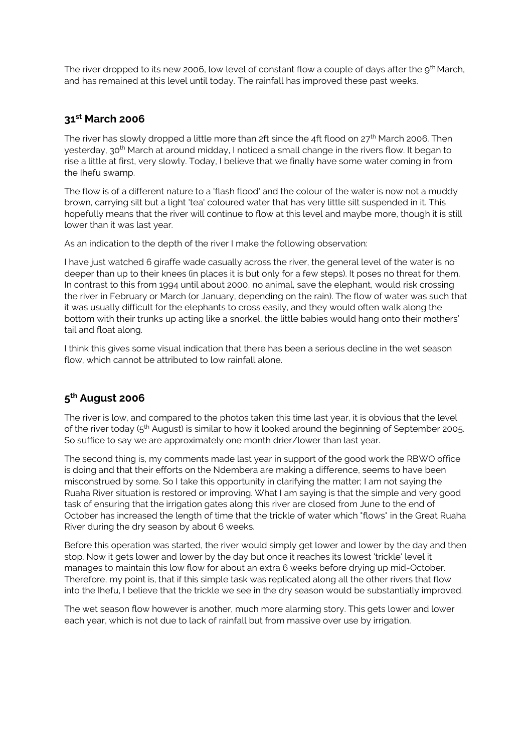The river dropped to its new 2006, low level of constant flow a couple of days after the 9th March, and has remained at this level until today. The rainfall has improved these past weeks.

## 31st March 2006

The river has slowly dropped a little more than 2ft since the 4ft flood on 27th March 2006. Then yesterday, 30th March at around midday, I noticed a small change in the rivers flow. It began to rise a little at first, very slowly. Today, I believe that we finally have some water coming in from the Ihefu swamp.

The flow is of a different nature to a 'flash flood' and the colour of the water is now not a muddy brown, carrying silt but a light 'tea' coloured water that has very little silt suspended in it. This hopefully means that the river will continue to flow at this level and maybe more, though it is still lower than it was last year.

As an indication to the depth of the river I make the following observation:

I have just watched 6 giraffe wade casually across the river, the general level of the water is no deeper than up to their knees (in places it is but only for a few steps). It poses no threat for them. In contrast to this from 1994 until about 2000, no animal, save the elephant, would risk crossing the river in February or March (or January, depending on the rain). The flow of water was such that it was usually difficult for the elephants to cross easily, and they would often walk along the bottom with their trunks up acting like a snorkel, the little babies would hang onto their mothers' tail and float along.

I think this gives some visual indication that there has been a serious decline in the wet season flow, which cannot be attributed to low rainfall alone.

## 5th August 2006

The river is low, and compared to the photos taken this time last year, it is obvious that the level of the river today (5th August) is similar to how it looked around the beginning of September 2005. So suffice to say we are approximately one month drier/lower than last year.

The second thing is, my comments made last year in support of the good work the RBWO office is doing and that their efforts on the Ndembera are making a difference, seems to have been misconstrued by some. So I take this opportunity in clarifying the matter; I am not saying the Ruaha River situation is restored or improving. What I am saying is that the simple and very good task of ensuring that the irrigation gates along this river are closed from June to the end of October has increased the length of time that the trickle of water which "flows" in the Great Ruaha River during the dry season by about 6 weeks.

Before this operation was started, the river would simply get lower and lower by the day and then stop. Now it gets lower and lower by the day but once it reaches its lowest 'trickle' level it manages to maintain this low flow for about an extra 6 weeks before drying up mid-October. Therefore, my point is, that if this simple task was replicated along all the other rivers that flow into the Ihefu, I believe that the trickle we see in the dry season would be substantially improved.

The wet season flow however is another, much more alarming story. This gets lower and lower each year, which is not due to lack of rainfall but from massive over use by irrigation.